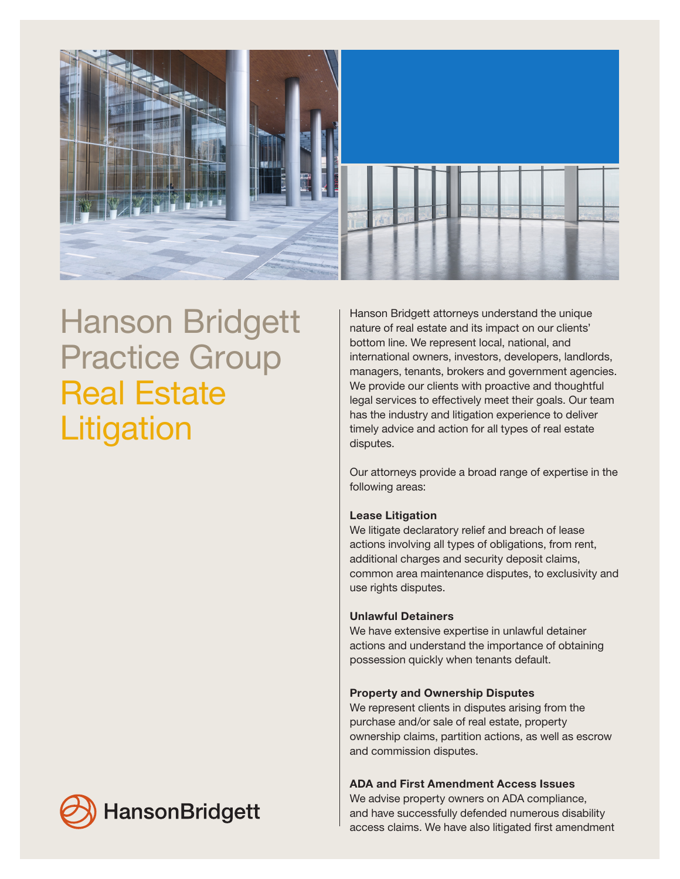# Hanson Bridgett Practice Group Real Estate Litigation

Hanson Bridgett attorneys understand the unique nature of real estate and its impact on our clients' bottom line. We represent local, national, and international owners, investors, developers, landlords, managers, tenants, brokers and government agencies. We provide our clients with proactive and thoughtful legal services to effectively meet their goals. Our team has the industry and litigation experience to deliver timely advice and action for all types of real estate disputes.

Our attorneys provide a broad range of expertise in the following areas:

**Lease Litigation**
We litigate declaratory relief and breach of lease actions involving all types of obligations, from rent, additional charges and security deposit claims, common area maintenance disputes, to exclusivity and use rights disputes.

**Unlawful Detainers**
We have extensive expertise in unlawful detainer actions and understand the importance of obtaining possession quickly when tenants default.

**Property and Ownership Disputes**
We represent clients in disputes arising from the purchase and/or sale of real estate, property ownership claims, partition actions, as well as escrow and commission disputes.

**ADA and First Amendment Access Issues**
We advise property owners on ADA compliance, and have successfully defended numerous disability access claims. We have also litigated first amendment

HansonBridgett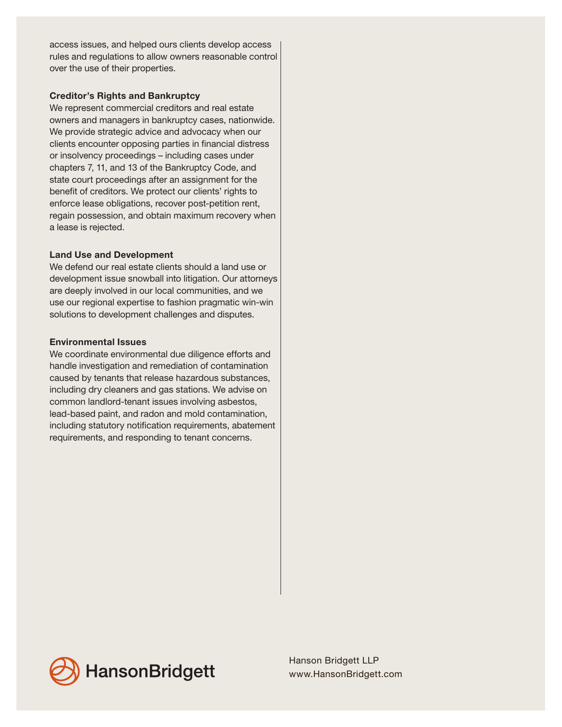access issues, and helped ours clients develop access rules and regulations to allow owners reasonable control over the use of their properties.

**Creditor's Rights and Bankruptcy**

We represent commercial creditors and real estate owners and managers in bankruptcy cases, nationwide. We provide strategic advice and advocacy when our clients encounter opposing parties in financial distress or insolvency proceedings – including cases under chapters 7, 11, and 13 of the Bankruptcy Code, and state court proceedings after an assignment for the benefit of creditors. We protect our clients' rights to enforce lease obligations, recover post-petition rent, regain possession, and obtain maximum recovery when a lease is rejected.

**Land Use and Development**

We defend our real estate clients should a land use or development issue snowball into litigation. Our attorneys are deeply involved in our local communities, and we use our regional expertise to fashion pragmatic win-win solutions to development challenges and disputes.

**Environmental Issues**

We coordinate environmental due diligence efforts and handle investigation and remediation of contamination caused by tenants that release hazardous substances, including dry cleaners and gas stations. We advise on common landlord-tenant issues involving asbestos, lead-based paint, and radon and mold contamination, including statutory notification requirements, abatement requirements, and responding to tenant concerns.

HansonBridgett

Hanson Bridgett LLP
www.HansonBridgett.com